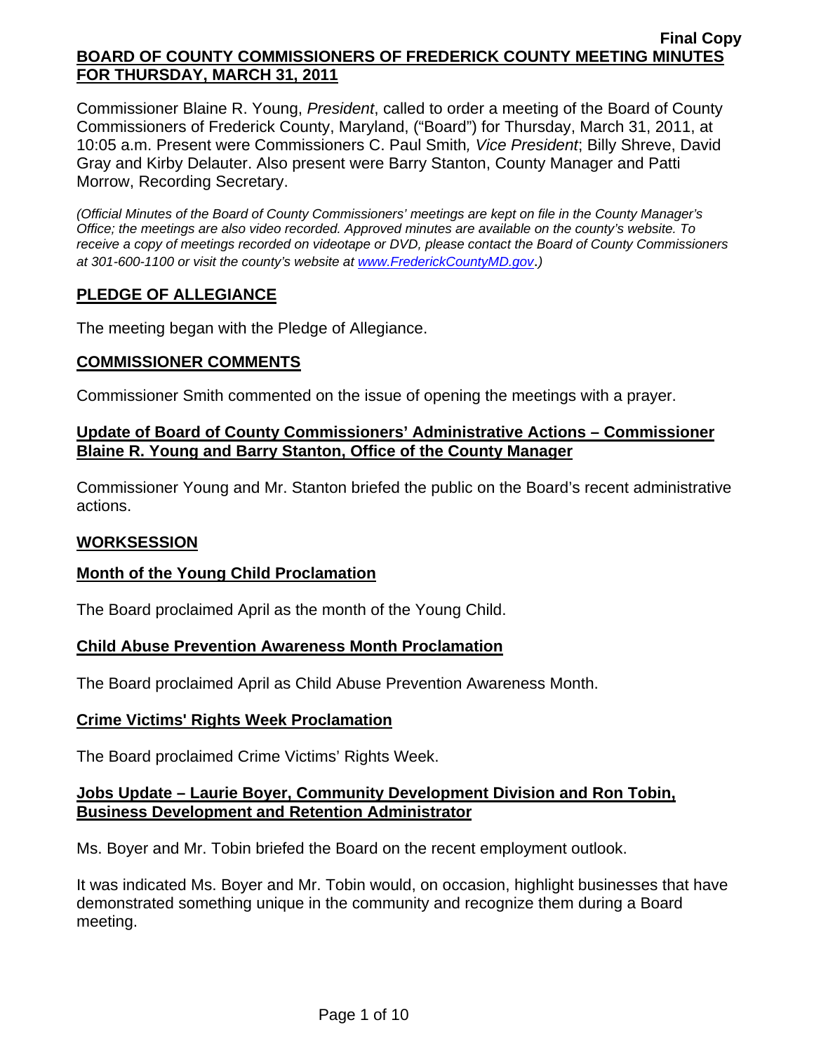**Final Copy**

# BOARD OF COUNTY COMMISSIONERS OF FREDERICK COUNTY MEETING MINUTES FOR THURSDAY, MARCH 31, 2011

Commissioner Blaine R. Young, *President*, called to order a meeting of the Board of County Commissioners of Frederick County, Maryland, ("Board") for Thursday, March 31, 2011, at 10:05 a.m. Present were Commissioners C. Paul Smith*, Vice President*; Billy Shreve, David Gray and Kirby Delauter. Also present were Barry Stanton, County Manager and Patti Morrow, Recording Secretary.

*(Official Minutes of the Board of County Commissioners' meetings are kept on file in the County Manager's Office; the meetings are also video recorded. Approved minutes are available on the county's website. To receive a copy of meetings recorded on videotape or DVD, please contact the Board of County Commissioners at 301-600-1100 or visit the county's website at www.FrederickCountyMD.gov.)*

## PLEDGE OF ALLEGIANCE

The meeting began with the Pledge of Allegiance.

## COMMISSIONER COMMENTS

Commissioner Smith commented on the issue of opening the meetings with a prayer.

### Update of Board of County Commissioners' Administrative Actions – Commissioner Blaine R. Young and Barry Stanton, Office of the County Manager

Commissioner Young and Mr. Stanton briefed the public on the Board's recent administrative actions.

## WORKSESSION

### Month of the Young Child Proclamation

The Board proclaimed April as the month of the Young Child.

### Child Abuse Prevention Awareness Month Proclamation

The Board proclaimed April as Child Abuse Prevention Awareness Month.

### Crime Victims' Rights Week Proclamation

The Board proclaimed Crime Victims' Rights Week.

### Jobs Update – Laurie Boyer, Community Development Division and Ron Tobin, Business Development and Retention Administrator

Ms. Boyer and Mr. Tobin briefed the Board on the recent employment outlook.

It was indicated Ms. Boyer and Mr. Tobin would, on occasion, highlight businesses that have demonstrated something unique in the community and recognize them during a Board meeting.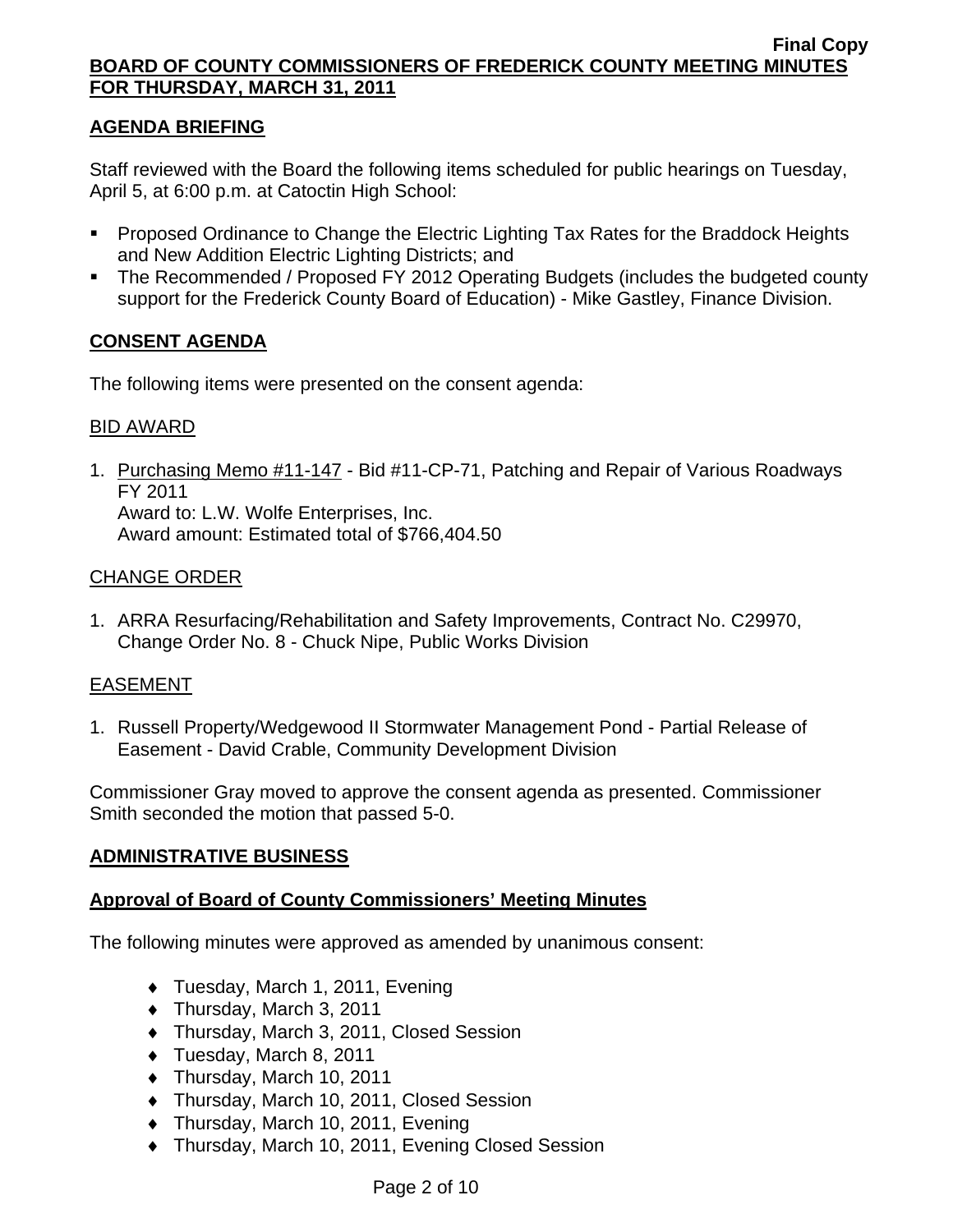## AGENDA BRIEFING

Staff reviewed with the Board the following items scheduled for public hearings on Tuesday, April 5, at 6:00 p.m. at Catoctin High School:

- Proposed Ordinance to Change the Electric Lighting Tax Rates for the Braddock Heights and New Addition Electric Lighting Districts; and
- The Recommended / Proposed FY 2012 Operating Budgets (includes the budgeted county support for the Frederick County Board of Education) - Mike Gastley, Finance Division.

## CONSENT AGENDA

The following items were presented on the consent agenda:

### BID AWARD

1. Purchasing Memo #11-147 - Bid #11-CP-71, Patching and Repair of Various Roadways FY 2011
   Award to: L.W. Wolfe Enterprises, Inc.
   Award amount: Estimated total of $766,404.50

### CHANGE ORDER

1. ARRA Resurfacing/Rehabilitation and Safety Improvements, Contract No. C29970, Change Order No. 8 - Chuck Nipe, Public Works Division

### EASEMENT

1. Russell Property/Wedgewood II Stormwater Management Pond - Partial Release of Easement - David Crable, Community Development Division

Commissioner Gray moved to approve the consent agenda as presented. Commissioner Smith seconded the motion that passed 5-0.

## ADMINISTRATIVE BUSINESS

### Approval of Board of County Commissioners' Meeting Minutes

The following minutes were approved as amended by unanimous consent:

- Tuesday, March 1, 2011, Evening
- Thursday, March 3, 2011
- Thursday, March 3, 2011, Closed Session
- Tuesday, March 8, 2011
- Thursday, March 10, 2011
- Thursday, March 10, 2011, Closed Session
- Thursday, March 10, 2011, Evening
- Thursday, March 10, 2011, Evening Closed Session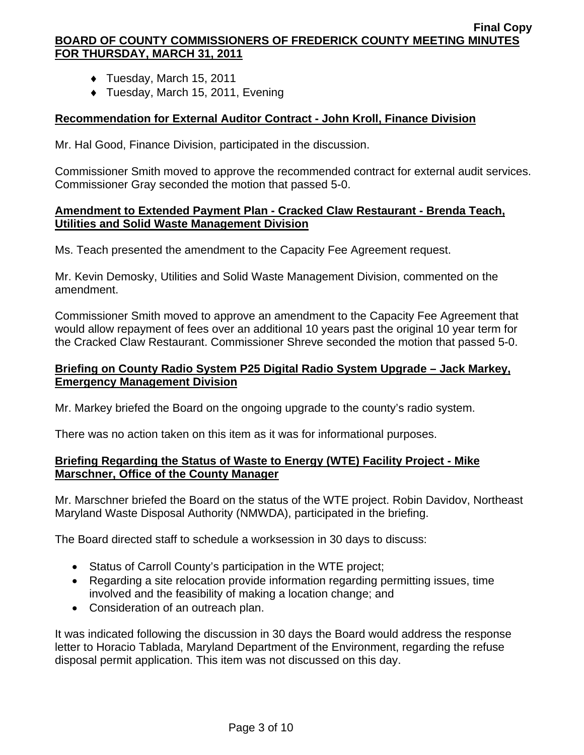- Tuesday, March 15, 2011
- Tuesday, March 15, 2011, Evening

**Recommendation for External Auditor Contract - John Kroll, Finance Division**

Mr. Hal Good, Finance Division, participated in the discussion.

Commissioner Smith moved to approve the recommended contract for external audit services. Commissioner Gray seconded the motion that passed 5-0.

**Amendment to Extended Payment Plan - Cracked Claw Restaurant - Brenda Teach, Utilities and Solid Waste Management Division**

Ms. Teach presented the amendment to the Capacity Fee Agreement request.

Mr. Kevin Demosky, Utilities and Solid Waste Management Division, commented on the amendment.

Commissioner Smith moved to approve an amendment to the Capacity Fee Agreement that would allow repayment of fees over an additional 10 years past the original 10 year term for the Cracked Claw Restaurant. Commissioner Shreve seconded the motion that passed 5-0.

**Briefing on County Radio System P25 Digital Radio System Upgrade – Jack Markey, Emergency Management Division**

Mr. Markey briefed the Board on the ongoing upgrade to the county's radio system.

There was no action taken on this item as it was for informational purposes.

**Briefing Regarding the Status of Waste to Energy (WTE) Facility Project - Mike Marschner, Office of the County Manager**

Mr. Marschner briefed the Board on the status of the WTE project. Robin Davidov, Northeast Maryland Waste Disposal Authority (NMWDA), participated in the briefing.

The Board directed staff to schedule a worksession in 30 days to discuss:

- Status of Carroll County's participation in the WTE project;
- Regarding a site relocation provide information regarding permitting issues, time involved and the feasibility of making a location change; and
- Consideration of an outreach plan.

It was indicated following the discussion in 30 days the Board would address the response letter to Horacio Tablada, Maryland Department of the Environment, regarding the refuse disposal permit application. This item was not discussed on this day.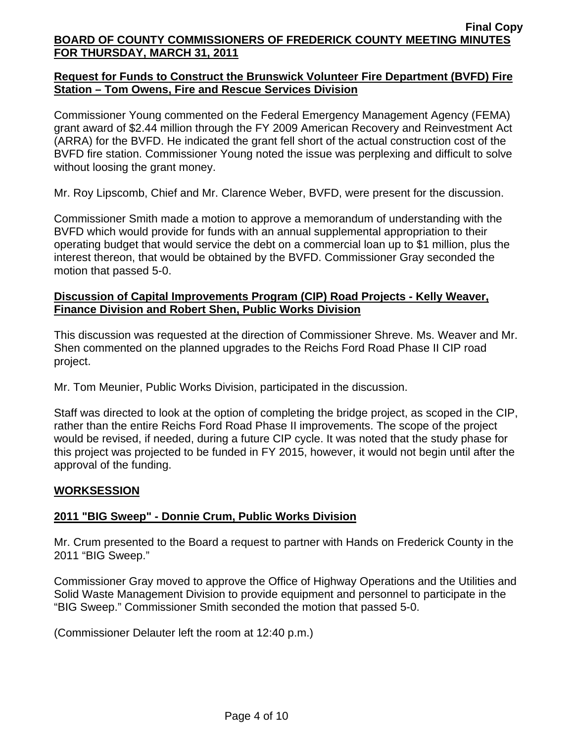**Request for Funds to Construct the Brunswick Volunteer Fire Department (BVFD) Fire Station – Tom Owens, Fire and Rescue Services Division**

Commissioner Young commented on the Federal Emergency Management Agency (FEMA) grant award of $2.44 million through the FY 2009 American Recovery and Reinvestment Act (ARRA) for the BVFD. He indicated the grant fell short of the actual construction cost of the BVFD fire station. Commissioner Young noted the issue was perplexing and difficult to solve without loosing the grant money.

Mr. Roy Lipscomb, Chief and Mr. Clarence Weber, BVFD, were present for the discussion.

Commissioner Smith made a motion to approve a memorandum of understanding with the BVFD which would provide for funds with an annual supplemental appropriation to their operating budget that would service the debt on a commercial loan up to $1 million, plus the interest thereon, that would be obtained by the BVFD. Commissioner Gray seconded the motion that passed 5-0.

**Discussion of Capital Improvements Program (CIP) Road Projects - Kelly Weaver, Finance Division and Robert Shen, Public Works Division**

This discussion was requested at the direction of Commissioner Shreve. Ms. Weaver and Mr. Shen commented on the planned upgrades to the Reichs Ford Road Phase II CIP road project.

Mr. Tom Meunier, Public Works Division, participated in the discussion.

Staff was directed to look at the option of completing the bridge project, as scoped in the CIP, rather than the entire Reichs Ford Road Phase II improvements. The scope of the project would be revised, if needed, during a future CIP cycle. It was noted that the study phase for this project was projected to be funded in FY 2015, however, it would not begin until after the approval of the funding.

**WORKSESSION**

**2011 "BIG Sweep" - Donnie Crum, Public Works Division**

Mr. Crum presented to the Board a request to partner with Hands on Frederick County in the 2011 "BIG Sweep."

Commissioner Gray moved to approve the Office of Highway Operations and the Utilities and Solid Waste Management Division to provide equipment and personnel to participate in the "BIG Sweep." Commissioner Smith seconded the motion that passed 5-0.

(Commissioner Delauter left the room at 12:40 p.m.)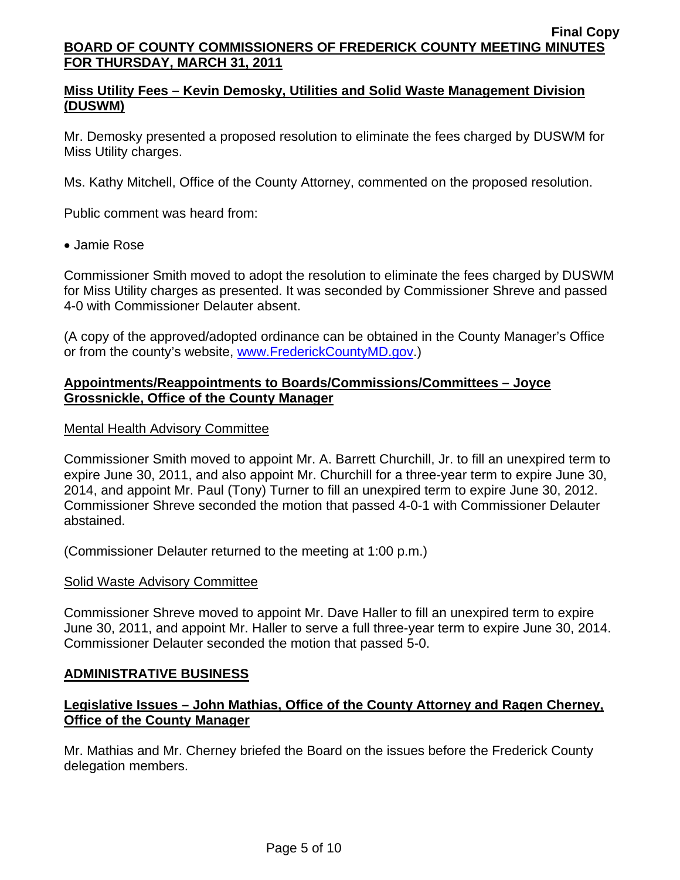**Miss Utility Fees – Kevin Demosky, Utilities and Solid Waste Management Division (DUSWM)**

Mr. Demosky presented a proposed resolution to eliminate the fees charged by DUSWM for Miss Utility charges.

Ms. Kathy Mitchell, Office of the County Attorney, commented on the proposed resolution.

Public comment was heard from:

- Jamie Rose

Commissioner Smith moved to adopt the resolution to eliminate the fees charged by DUSWM for Miss Utility charges as presented. It was seconded by Commissioner Shreve and passed 4-0 with Commissioner Delauter absent.

(A copy of the approved/adopted ordinance can be obtained in the County Manager's Office or from the county's website, www.FrederickCountyMD.gov.)

**Appointments/Reappointments to Boards/Commissions/Committees – Joyce Grossnickle, Office of the County Manager**

Mental Health Advisory Committee

Commissioner Smith moved to appoint Mr. A. Barrett Churchill, Jr. to fill an unexpired term to expire June 30, 2011, and also appoint Mr. Churchill for a three-year term to expire June 30, 2014, and appoint Mr. Paul (Tony) Turner to fill an unexpired term to expire June 30, 2012. Commissioner Shreve seconded the motion that passed 4-0-1 with Commissioner Delauter abstained.

(Commissioner Delauter returned to the meeting at 1:00 p.m.)

Solid Waste Advisory Committee

Commissioner Shreve moved to appoint Mr. Dave Haller to fill an unexpired term to expire June 30, 2011, and appoint Mr. Haller to serve a full three-year term to expire June 30, 2014. Commissioner Delauter seconded the motion that passed 5-0.

## ADMINISTRATIVE BUSINESS

**Legislative Issues – John Mathias, Office of the County Attorney and Ragen Cherney, Office of the County Manager**

Mr. Mathias and Mr. Cherney briefed the Board on the issues before the Frederick County delegation members.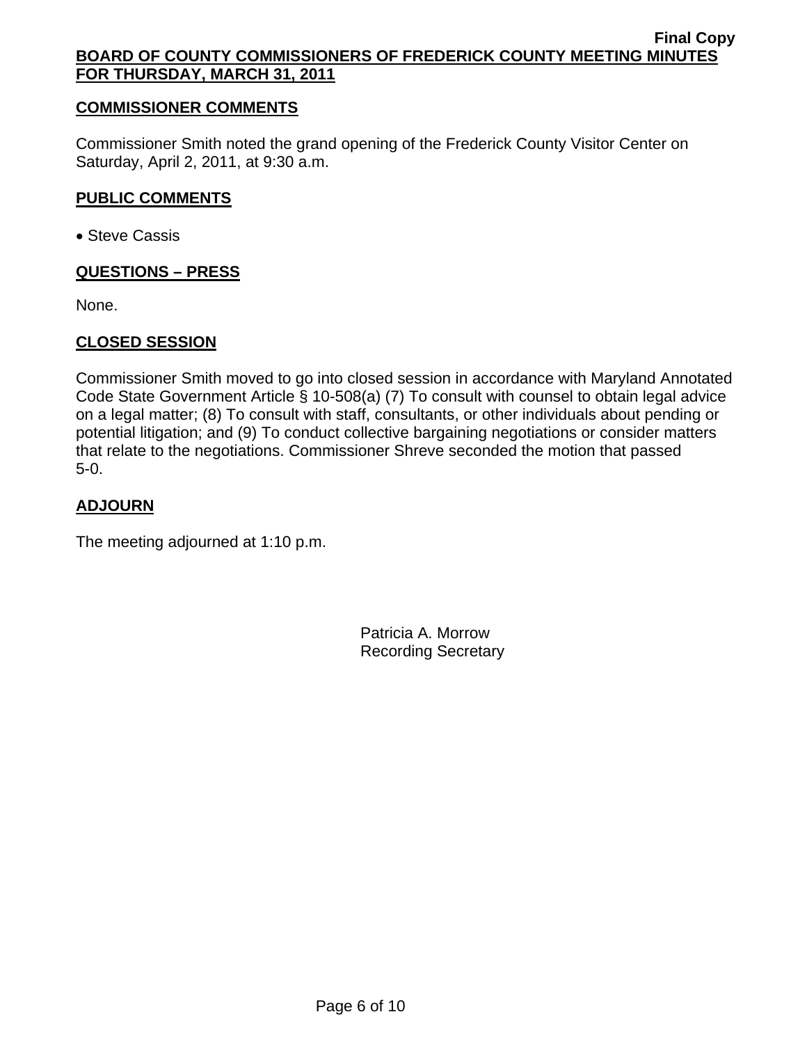## COMMISSIONER COMMENTS

Commissioner Smith noted the grand opening of the Frederick County Visitor Center on Saturday, April 2, 2011, at 9:30 a.m.

## PUBLIC COMMENTS

- Steve Cassis

## QUESTIONS – PRESS

None.

## CLOSED SESSION

Commissioner Smith moved to go into closed session in accordance with Maryland Annotated Code State Government Article § 10-508(a) (7) To consult with counsel to obtain legal advice on a legal matter; (8) To consult with staff, consultants, or other individuals about pending or potential litigation; and (9) To conduct collective bargaining negotiations or consider matters that relate to the negotiations. Commissioner Shreve seconded the motion that passed 5-0.

## ADJOURN

The meeting adjourned at 1:10 p.m.

Patricia A. Morrow
Recording Secretary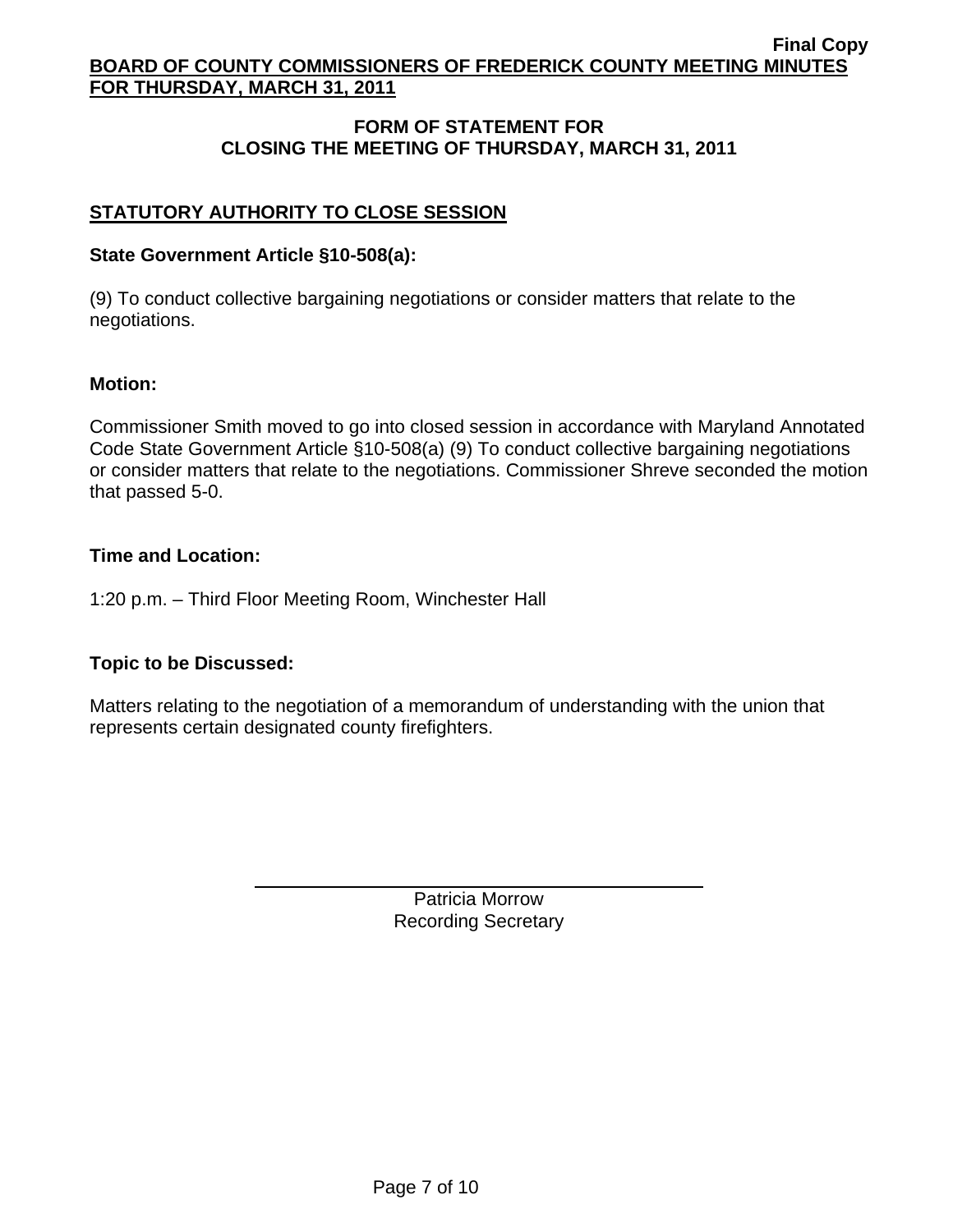## FORM OF STATEMENT FOR CLOSING THE MEETING OF THURSDAY, MARCH 31, 2011

### STATUTORY AUTHORITY TO CLOSE SESSION

**State Government Article §10-508(a):**

(9) To conduct collective bargaining negotiations or consider matters that relate to the negotiations.

**Motion:**

Commissioner Smith moved to go into closed session in accordance with Maryland Annotated Code State Government Article §10-508(a) (9) To conduct collective bargaining negotiations or consider matters that relate to the negotiations. Commissioner Shreve seconded the motion that passed 5-0.

**Time and Location:**

1:20 p.m. – Third Floor Meeting Room, Winchester Hall

**Topic to be Discussed:**

Matters relating to the negotiation of a memorandum of understanding with the union that represents certain designated county firefighters.

Patricia Morrow
Recording Secretary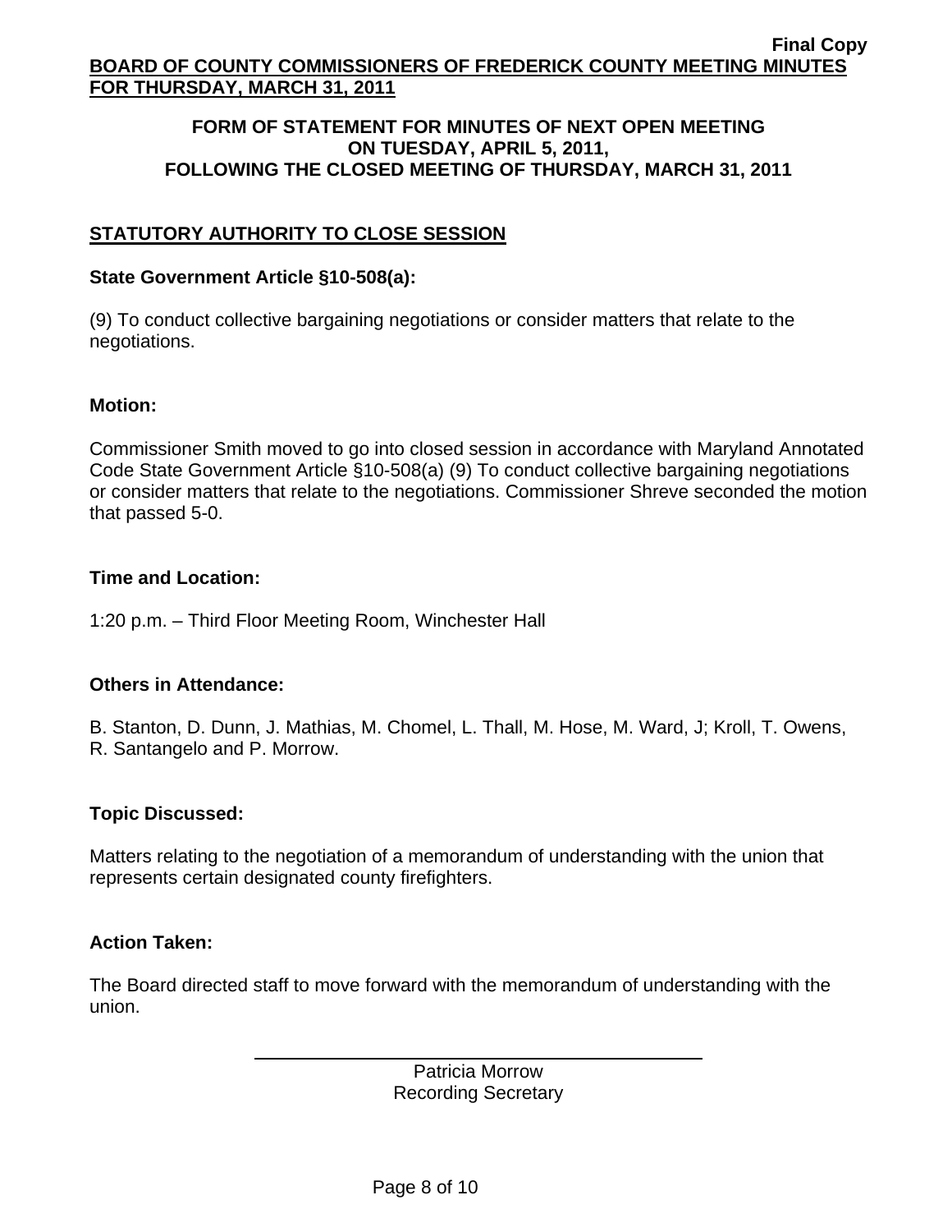**BOARD OF COUNTY COMMISSIONERS OF FREDERICK COUNTY MEETING MINUTES FOR THURSDAY, MARCH 31, 2011**

**Final Copy**

### FORM OF STATEMENT FOR MINUTES OF NEXT OPEN MEETING ON TUESDAY, APRIL 5, 2011, FOLLOWING THE CLOSED MEETING OF THURSDAY, MARCH 31, 2011

## STATUTORY AUTHORITY TO CLOSE SESSION

**State Government Article §10-508(a):**

(9) To conduct collective bargaining negotiations or consider matters that relate to the negotiations.

**Motion:**

Commissioner Smith moved to go into closed session in accordance with Maryland Annotated Code State Government Article §10-508(a) (9) To conduct collective bargaining negotiations or consider matters that relate to the negotiations. Commissioner Shreve seconded the motion that passed 5-0.

**Time and Location:**

1:20 p.m. – Third Floor Meeting Room, Winchester Hall

**Others in Attendance:**

B. Stanton, D. Dunn, J. Mathias, M. Chomel, L. Thall, M. Hose, M. Ward, J; Kroll, T. Owens, R. Santangelo and P. Morrow.

**Topic Discussed:**

Matters relating to the negotiation of a memorandum of understanding with the union that represents certain designated county firefighters.

**Action Taken:**

The Board directed staff to move forward with the memorandum of understanding with the union.

Patricia Morrow
Recording Secretary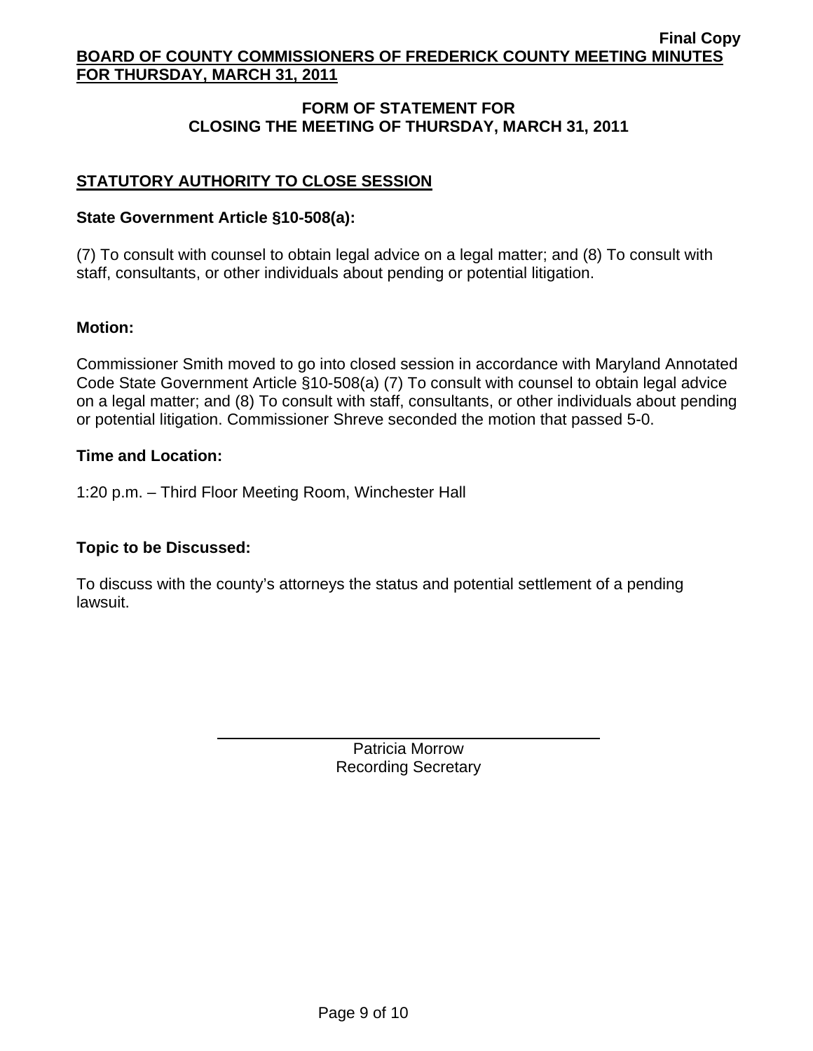## FORM OF STATEMENT FOR CLOSING THE MEETING OF THURSDAY, MARCH 31, 2011

### STATUTORY AUTHORITY TO CLOSE SESSION

**State Government Article §10-508(a):**

(7) To consult with counsel to obtain legal advice on a legal matter; and (8) To consult with staff, consultants, or other individuals about pending or potential litigation.

**Motion:**

Commissioner Smith moved to go into closed session in accordance with Maryland Annotated Code State Government Article §10-508(a) (7) To consult with counsel to obtain legal advice on a legal matter; and (8) To consult with staff, consultants, or other individuals about pending or potential litigation. Commissioner Shreve seconded the motion that passed 5-0.

**Time and Location:**

1:20 p.m. – Third Floor Meeting Room, Winchester Hall

**Topic to be Discussed:**

To discuss with the county's attorneys the status and potential settlement of a pending lawsuit.

Patricia Morrow
Recording Secretary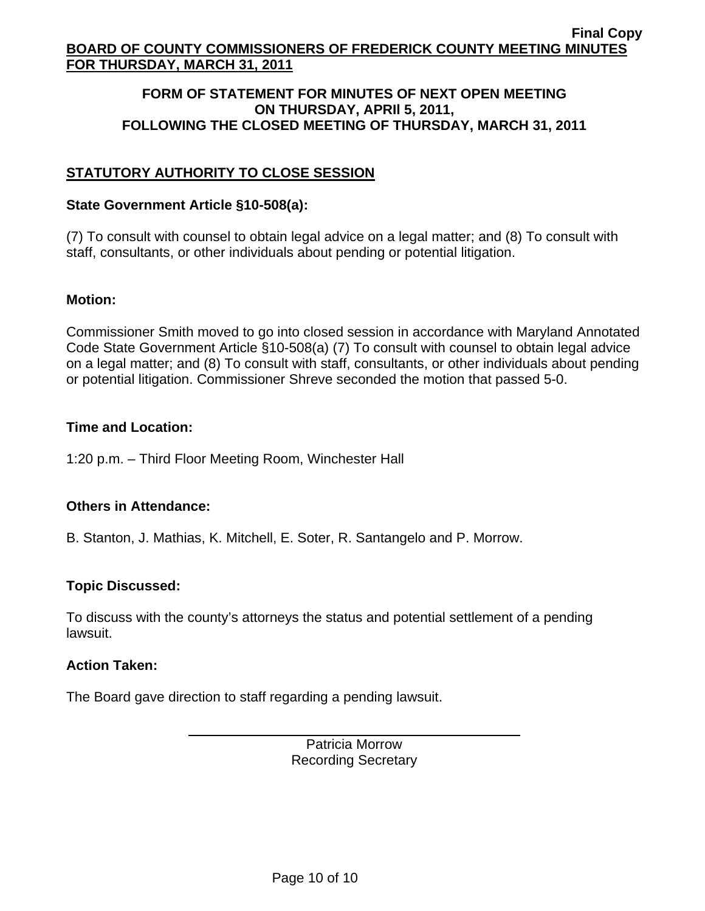**FORM OF STATEMENT FOR MINUTES OF NEXT OPEN MEETING ON THURSDAY, APRIl 5, 2011, FOLLOWING THE CLOSED MEETING OF THURSDAY, MARCH 31, 2011**

## STATUTORY AUTHORITY TO CLOSE SESSION

**State Government Article §10-508(a):**

(7) To consult with counsel to obtain legal advice on a legal matter; and (8) To consult with staff, consultants, or other individuals about pending or potential litigation.

**Motion:**

Commissioner Smith moved to go into closed session in accordance with Maryland Annotated Code State Government Article §10-508(a) (7) To consult with counsel to obtain legal advice on a legal matter; and (8) To consult with staff, consultants, or other individuals about pending or potential litigation. Commissioner Shreve seconded the motion that passed 5-0.

**Time and Location:**

1:20 p.m. – Third Floor Meeting Room, Winchester Hall

**Others in Attendance:**

B. Stanton, J. Mathias, K. Mitchell, E. Soter, R. Santangelo and P. Morrow.

**Topic Discussed:**

To discuss with the county's attorneys the status and potential settlement of a pending lawsuit.

**Action Taken:**

The Board gave direction to staff regarding a pending lawsuit.

Patricia Morrow
Recording Secretary